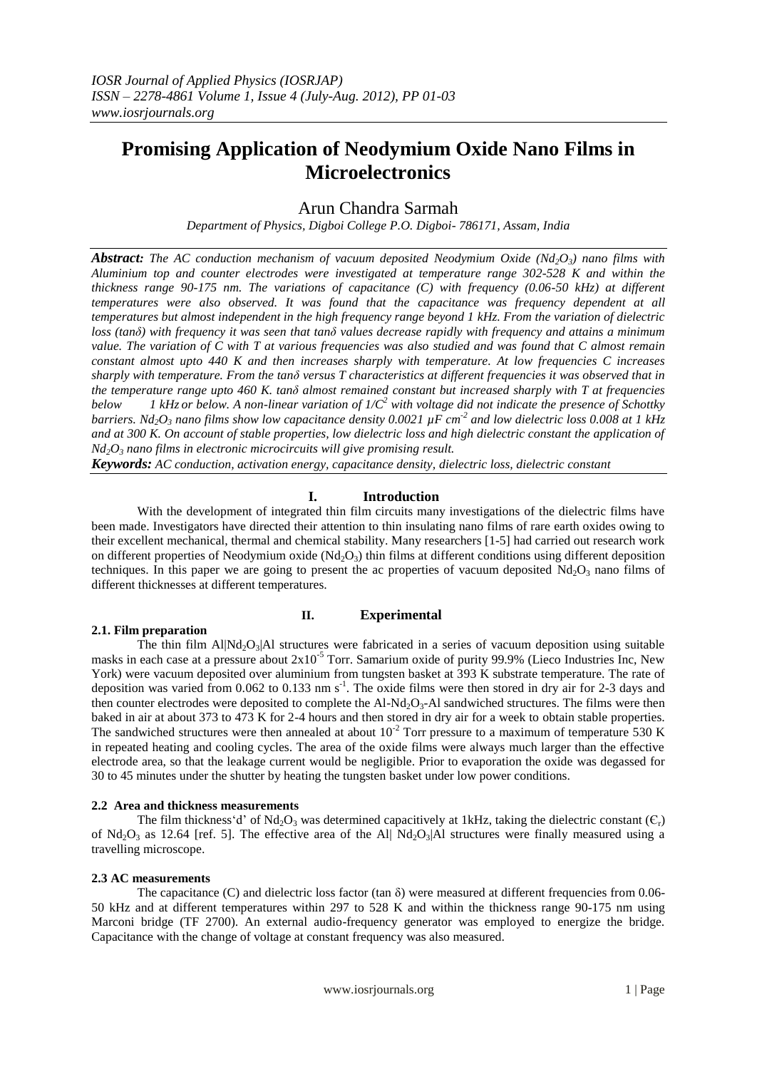# Promising Application of Neodymium Oxide Nano Films in Microelectronics

## Arun Chandra Sarmah

*Department of Physics, Digboi College P.O. Digboi- 786171, Assam, India*

***Abstract:*** *The AC conduction mechanism of vacuum deposited Neodymium Oxide ($Nd_2O_3$) nano films with Aluminium top and counter electrodes were investigated at temperature range 302-528 K and within the thickness range 90-175 nm. The variations of capacitance (C) with frequency (0.06-50 kHz) at different temperatures were also observed. It was found that the capacitance was frequency dependent at all temperatures but almost independent in the high frequency range beyond 1 kHz. From the variation of dielectric loss (tanδ) with frequency it was seen that tanδ values decrease rapidly with frequency and attains a minimum value. The variation of C with T at various frequencies was also studied and was found that C almost remain constant almost upto 440 K and then increases sharply with temperature. At low frequencies C increases sharply with temperature. From the tanδ versus T characteristics at different frequencies it was observed that in the temperature range upto 460 K. tanδ almost remained constant but increased sharply with T at frequencies below 1 kHz or below. A non-linear variation of $1/C^2$ with voltage did not indicate the presence of Schottky barriers. $Nd_2O_3$ nano films show low capacitance density 0.0021 $\mu F\ cm^{-2}$ and low dielectric loss 0.008 at 1 kHz and at 300 K. On account of stable properties, low dielectric loss and high dielectric constant the application of $Nd_2O_3$ nano films in electronic microcircuits will give promising result.*

***Keywords:*** *AC conduction, activation energy, capacitance density, dielectric loss, dielectric constant*

## I. Introduction

With the development of integrated thin film circuits many investigations of the dielectric films have been made. Investigators have directed their attention to thin insulating nano films of rare earth oxides owing to their excellent mechanical, thermal and chemical stability. Many researchers [1-5] had carried out research work on different properties of Neodymium oxide ($Nd_2O_3$) thin films at different conditions using different deposition techniques. In this paper we are going to present the ac properties of vacuum deposited $Nd_2O_3$ nano films of different thicknesses at different temperatures.

## II. Experimental

### 2.1. Film preparation

The thin film Al|$Nd_2O_3$|Al structures were fabricated in a series of vacuum deposition using suitable masks in each case at a pressure about $2x10^{-5}$ Torr. Samarium oxide of purity 99.9% (Lieco Industries Inc, New York) were vacuum deposited over aluminium from tungsten basket at 393 K substrate temperature. The rate of deposition was varied from 0.062 to 0.133 nm $s^{-1}$. The oxide films were then stored in dry air for 2-3 days and then counter electrodes were deposited to complete the Al-$Nd_2O_3$-Al sandwiched structures. The films were then baked in air at about 373 to 473 K for 2-4 hours and then stored in dry air for a week to obtain stable properties. The sandwiched structures were then annealed at about $10^{-2}$ Torr pressure to a maximum of temperature 530 K in repeated heating and cooling cycles. The area of the oxide films were always much larger than the effective electrode area, so that the leakage current would be negligible. Prior to evaporation the oxide was degassed for 30 to 45 minutes under the shutter by heating the tungsten basket under low power conditions.

### 2.2 Area and thickness measurements

The film thickness'd' of $Nd_2O_3$ was determined capacitively at 1kHz, taking the dielectric constant ($\epsilon_r$) of $Nd_2O_3$ as 12.64 [ref. 5]. The effective area of the Al| $Nd_2O_3$|Al structures were finally measured using a travelling microscope.

### 2.3 AC measurements

The capacitance (C) and dielectric loss factor (tan δ) were measured at different frequencies from 0.06-50 kHz and at different temperatures within 297 to 528 K and within the thickness range 90-175 nm using Marconi bridge (TF 2700). An external audio-frequency generator was employed to energize the bridge. Capacitance with the change of voltage at constant frequency was also measured.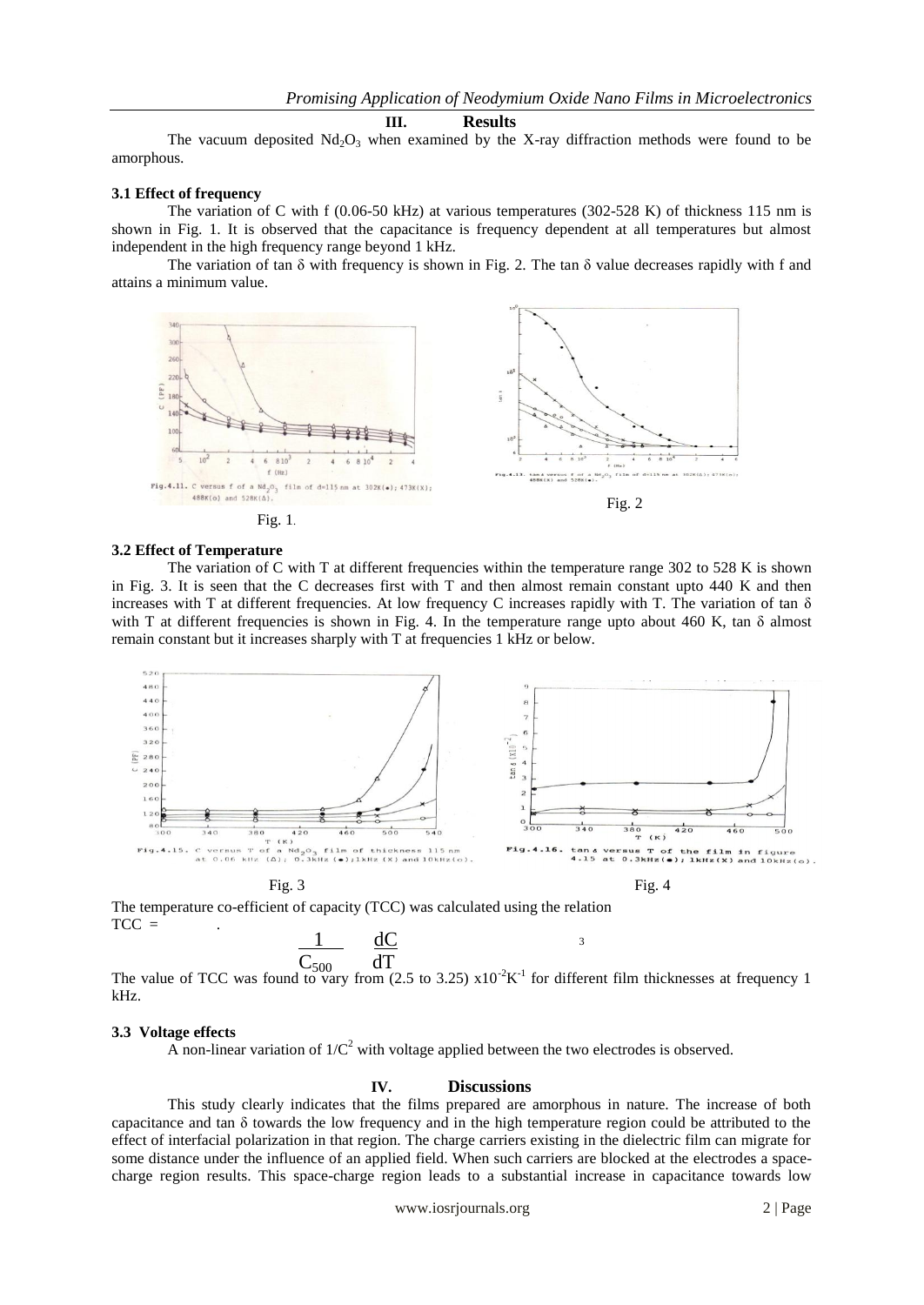## III. Results

The vacuum deposited $Nd_2O_3$ when examined by the X-ray diffraction methods were found to be amorphous.

### 3.1 Effect of frequency

The variation of C with f (0.06-50 kHz) at various temperatures (302-528 K) of thickness 115 nm is shown in Fig. 1. It is observed that the capacitance is frequency dependent at all temperatures but almost independent in the high frequency range beyond 1 kHz.

The variation of tan δ with frequency is shown in Fig. 2. The tan δ value decreases rapidly with f and attains a minimum value.

Fig.4.11. C versus f of a $Nd_2O_3$ film of d=115 nm at 302K(●); 473K(X); 488K(o) and 528K(Δ).

Fig. 1.

Fig.4.13. tan δ versus f of a $Nd_2O_3$ film of d=115 nm at 302K(Δ); 473K(o); 488K(X) and 528K(●).

Fig. 2

### 3.2 Effect of Temperature

The variation of C with T at different frequencies within the temperature range 302 to 528 K is shown in Fig. 3. It is seen that the C decreases first with T and then almost remain constant upto 440 K and then increases with T at different frequencies. At low frequency C increases rapidly with T. The variation of tan δ with T at different frequencies is shown in Fig. 4. In the temperature range upto about 460 K, tan δ almost remain constant but it increases sharply with T at frequencies 1 kHz or below.

Fig.4.15. C versus T of a $Nd_2O_3$ film of thickness 115 nm at 0.06 kHz (Δ); 0.3kHz (●);1kHz (X) and 10kHz(o).

Fig. 3

Fig.4.16. tan δ versus T of the film in figure 4.15 at 0.3kHz(●); 1kHz(X) and 10kHz(o).

Fig. 4

The temperature co-efficient of capacity (TCC) was calculated using the relation

$$TCC = \frac{1}{C_{500}} \frac{dC}{dT} \quad 3$$

The value of TCC was found to vary from (2.5 to 3.25) $x10^{-2}K^{-1}$ for different film thicknesses at frequency 1 kHz.

### 3.3 Voltage effects

A non-linear variation of $1/C^2$ with voltage applied between the two electrodes is observed.

## IV. Discussions

This study clearly indicates that the films prepared are amorphous in nature. The increase of both capacitance and tan δ towards the low frequency and in the high temperature region could be attributed to the effect of interfacial polarization in that region. The charge carriers existing in the dielectric film can migrate for some distance under the influence of an applied field. When such carriers are blocked at the electrodes a space-charge region results. This space-charge region leads to a substantial increase in capacitance towards low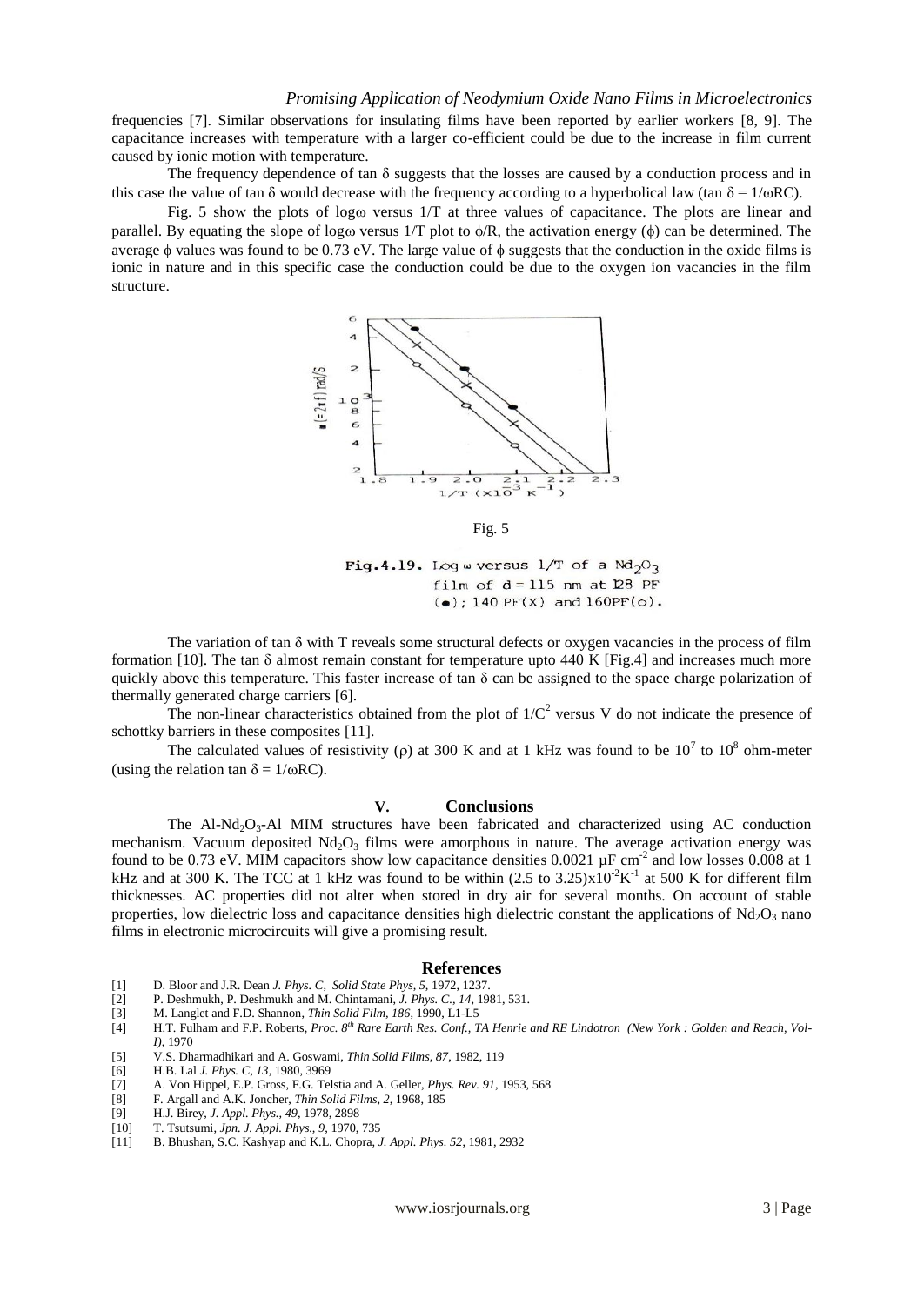frequencies [7]. Similar observations for insulating films have been reported by earlier workers [8, 9]. The capacitance increases with temperature with a larger co-efficient could be due to the increase in film current caused by ionic motion with temperature.

The frequency dependence of tan δ suggests that the losses are caused by a conduction process and in this case the value of tan δ would decrease with the frequency according to a hyperbolical law ($\tan \delta = 1/\omega RC$).

Fig. 5 show the plots of logω versus 1/T at three values of capacitance. The plots are linear and parallel. By equating the slope of logω versus 1/T plot to ϕ/R, the activation energy (ϕ) can be determined. The average ϕ values was found to be 0.73 eV. The large value of ϕ suggests that the conduction in the oxide films is ionic in nature and in this specific case the conduction could be due to the oxygen ion vacancies in the film structure.

ω (= 2πf) rad/S

6
4
2
$10^3$
8
6
4
2

1.8 1.9 2.0 2.1 2.2 2.3

1/T ($\times 10^{-3}$ $K^{-1}$)

Fig. 5

**Fig.4.19.** Log ω versus 1/T of a $Nd_2O_3$ film of d = 115 nm at 128 PF (●); 140 PF(X) and 160PF(o).

The variation of tan δ with T reveals some structural defects or oxygen vacancies in the process of film formation [10]. The tan δ almost remain constant for temperature upto 440 K [Fig.4] and increases much more quickly above this temperature. This faster increase of tan δ can be assigned to the space charge polarization of thermally generated charge carriers [6].

The non-linear characteristics obtained from the plot of $1/C^2$ versus V do not indicate the presence of schottky barriers in these composites [11].

The calculated values of resistivity (ρ) at 300 K and at 1 kHz was found to be $10^7$ to $10^8$ ohm-meter (using the relation $\tan \delta = 1/\omega RC$).

## V. Conclusions

The $Al\text{-}Nd_2O_3\text{-}Al$ MIM structures have been fabricated and characterized using AC conduction mechanism. Vacuum deposited $Nd_2O_3$ films were amorphous in nature. The average activation energy was found to be 0.73 eV. MIM capacitors show low capacitance densities 0.0021 $\mu F\ cm^{-2}$ and low losses 0.008 at 1 kHz and at 300 K. The TCC at 1 kHz was found to be within $(2.5 \text{ to } 3.25) \times 10^{-2} K^{-1}$ at 500 K for different film thicknesses. AC properties did not alter when stored in dry air for several months. On account of stable properties, low dielectric loss and capacitance densities high dielectric constant the applications of $Nd_2O_3$ nano films in electronic microcircuits will give a promising result.

## References

[1] D. Bloor and J.R. Dean *J. Phys. C, Solid State Phys, 5*, 1972, 1237.
[2] P. Deshmukh, P. Deshmukh and M. Chintamani, *J. Phys. C., 14*, 1981, 531.
[3] M. Langlet and F.D. Shannon, *Thin Solid Film, 186*, 1990, L1-L5
[4] H.T. Fulham and F.P. Roberts, *Proc. 8th Rare Earth Res. Conf., TA Henrie and RE Lindotron (New York : Golden and Reach, Vol-I)*, 1970
[5] V.S. Dharmadhikari and A. Goswami, *Thin Solid Films, 87*, 1982, 119
[6] H.B. Lal *J. Phys. C, 13*, 1980, 3969
[7] A. Von Hippel, E.P. Gross, F.G. Telstia and A. Geller, *Phys. Rev. 91*, 1953, 568
[8] F. Argall and A.K. Joncher, *Thin Solid Films, 2*, 1968, 185
[9] H.J. Birey, *J. Appl. Phys., 49*, 1978, 2898
[10] T. Tsutsumi, *Jpn. J. Appl. Phys., 9*, 1970, 735
[11] B. Bhushan, S.C. Kashyap and K.L. Chopra, *J. Appl. Phys. 52*, 1981, 2932